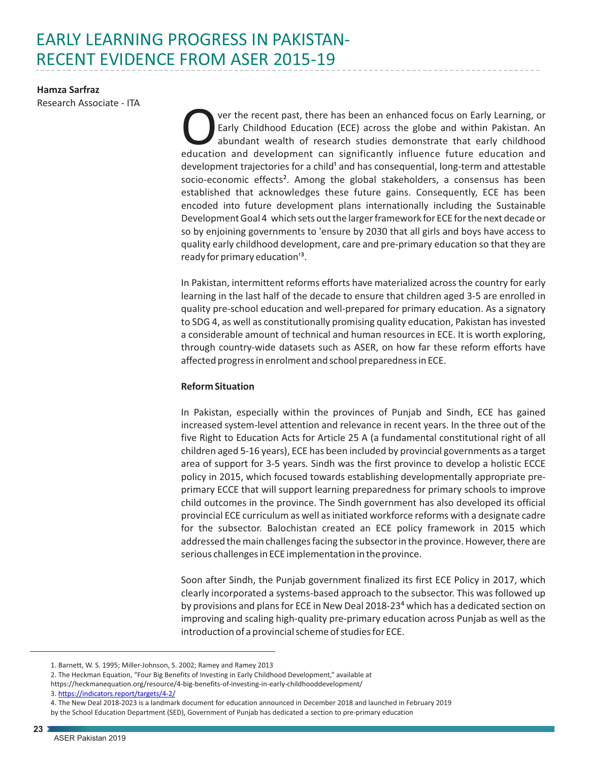# EARLY LEARNING PROGRESS IN PAKISTAN-RECENT EVIDENCE FROM ASER 2015-19

**Hamza Sarfraz**
Research Associate - ITA

Over the recent past, there has been an enhanced focus on Early Learning, or Early Childhood Education (ECE) across the globe and within Pakistan. An abundant wealth of research studies demonstrate that early childhood education and development can significantly influence future education and development trajectories for a child[1] and has consequential, long-term and attestable socio-economic effects[2]. Among the global stakeholders, a consensus has been established that acknowledges these future gains. Consequently, ECE has been encoded into future development plans internationally including the Sustainable Development Goal 4 which sets out the larger framework for ECE for the next decade or so by enjoining governments to 'ensure by 2030 that all girls and boys have access to quality early childhood development, care and pre-primary education so that they are ready for primary education'[3].

In Pakistan, intermittent reforms efforts have materialized across the country for early learning in the last half of the decade to ensure that children aged 3-5 are enrolled in quality pre-school education and well-prepared for primary education. As a signatory to SDG 4, as well as constitutionally promising quality education, Pakistan has invested a considerable amount of technical and human resources in ECE. It is worth exploring, through country-wide datasets such as ASER, on how far these reform efforts have affected progress in enrolment and school preparedness in ECE.

**Reform Situation**

In Pakistan, especially within the provinces of Punjab and Sindh, ECE has gained increased system-level attention and relevance in recent years. In the three out of the five Right to Education Acts for Article 25 A (a fundamental constitutional right of all children aged 5-16 years), ECE has been included by provincial governments as a target area of support for 3-5 years. Sindh was the first province to develop a holistic ECCE policy in 2015, which focused towards establishing developmentally appropriate pre-primary ECCE that will support learning preparedness for primary schools to improve child outcomes in the province. The Sindh government has also developed its official provincial ECE curriculum as well as initiated workforce reforms with a designate cadre for the subsector. Balochistan created an ECE policy framework in 2015 which addressed the main challenges facing the subsector in the province. However, there are serious challenges in ECE implementation in the province.

Soon after Sindh, the Punjab government finalized its first ECE Policy in 2017, which clearly incorporated a systems-based approach to the subsector. This was followed up by provisions and plans for ECE in New Deal 2018-23[4] which has a dedicated section on improving and scaling high-quality pre-primary education across Punjab as well as the introduction of a provincial scheme of studies for ECE.

---

1. Barnett, W. S. 1995; Miller-Johnson, S. 2002; Ramey and Ramey 2013
2. The Heckman Equation, "Four Big Benefits of Investing in Early Childhood Development," available at https://heckmanequation.org/resource/4-big-benefits-of-investing-in-early-childhooddevelopment/
3. https://indicators.report/targets/4-2/
4. The New Deal 2018-2023 is a landmark document for education announced in December 2018 and launched in February 2019 by the School Education Department (SED), Government of Punjab has dedicated a section to pre-primary education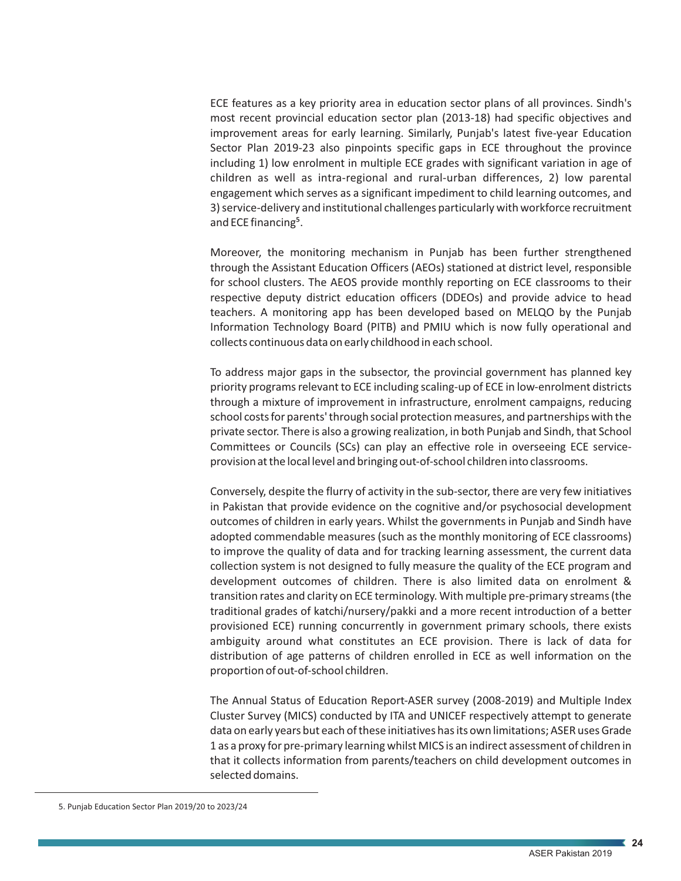ECE features as a key priority area in education sector plans of all provinces. Sindh's most recent provincial education sector plan (2013-18) had specific objectives and improvement areas for early learning. Similarly, Punjab's latest five-year Education Sector Plan 2019-23 also pinpoints specific gaps in ECE throughout the province including 1) low enrolment in multiple ECE grades with significant variation in age of children as well as intra-regional and rural-urban differences, 2) low parental engagement which serves as a significant impediment to child learning outcomes, and 3) service-delivery and institutional challenges particularly with workforce recruitment and ECE financing[5].

Moreover, the monitoring mechanism in Punjab has been further strengthened through the Assistant Education Officers (AEOs) stationed at district level, responsible for school clusters. The AEOS provide monthly reporting on ECE classrooms to their respective deputy district education officers (DDEOs) and provide advice to head teachers. A monitoring app has been developed based on MELQO by the Punjab Information Technology Board (PITB) and PMIU which is now fully operational and collects continuous data on early childhood in each school.

To address major gaps in the subsector, the provincial government has planned key priority programs relevant to ECE including scaling-up of ECE in low-enrolment districts through a mixture of improvement in infrastructure, enrolment campaigns, reducing school costs for parents' through social protection measures, and partnerships with the private sector. There is also a growing realization, in both Punjab and Sindh, that School Committees or Councils (SCs) can play an effective role in overseeing ECE service-provision at the local level and bringing out-of-school children into classrooms.

Conversely, despite the flurry of activity in the sub-sector, there are very few initiatives in Pakistan that provide evidence on the cognitive and/or psychosocial development outcomes of children in early years. Whilst the governments in Punjab and Sindh have adopted commendable measures (such as the monthly monitoring of ECE classrooms) to improve the quality of data and for tracking learning assessment, the current data collection system is not designed to fully measure the quality of the ECE program and development outcomes of children. There is also limited data on enrolment & transition rates and clarity on ECE terminology. With multiple pre-primary streams (the traditional grades of katchi/nursery/pakki and a more recent introduction of a better provisioned ECE) running concurrently in government primary schools, there exists ambiguity around what constitutes an ECE provision. There is lack of data for distribution of age patterns of children enrolled in ECE as well information on the proportion of out-of-school children.

The Annual Status of Education Report-ASER survey (2008-2019) and Multiple Index Cluster Survey (MICS) conducted by ITA and UNICEF respectively attempt to generate data on early years but each of these initiatives has its own limitations; ASER uses Grade 1 as a proxy for pre-primary learning whilst MICS is an indirect assessment of children in that it collects information from parents/teachers on child development outcomes in selected domains.

---

5. Punjab Education Sector Plan 2019/20 to 2023/24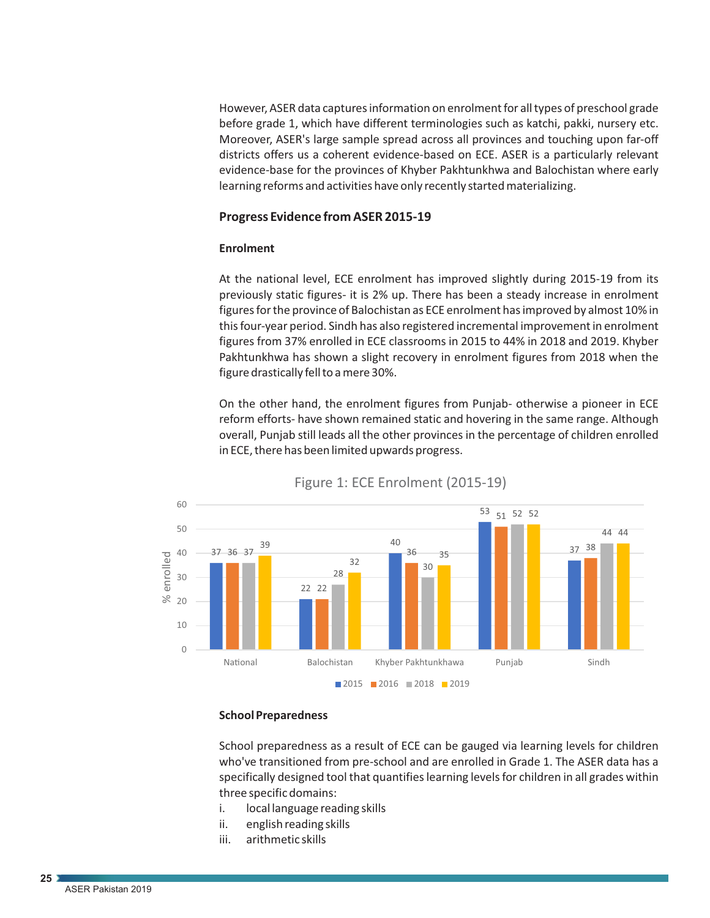However, ASER data captures information on enrolment for all types of preschool grade before grade 1, which have different terminologies such as katchi, pakki, nursery etc. Moreover, ASER's large sample spread across all provinces and touching upon far-off districts offers us a coherent evidence-based on ECE. ASER is a particularly relevant evidence-base for the provinces of Khyber Pakhtunkhwa and Balochistan where early learning reforms and activities have only recently started materializing.

### Progress Evidence from ASER 2015-19

#### Enrolment

At the national level, ECE enrolment has improved slightly during 2015-19 from its previously static figures- it is 2% up. There has been a steady increase in enrolment figures for the province of Balochistan as ECE enrolment has improved by almost 10% in this four-year period. Sindh has also registered incremental improvement in enrolment figures from 37% enrolled in ECE classrooms in 2015 to 44% in 2018 and 2019. Khyber Pakhtunkhwa has shown a slight recovery in enrolment figures from 2018 when the figure drastically fell to a mere 30%.

On the other hand, the enrolment figures from Punjab- otherwise a pioneer in ECE reform efforts- have shown remained static and hovering in the same range. Although overall, Punjab still leads all the other provinces in the percentage of children enrolled in ECE, there has been limited upwards progress.

Figure 1: ECE Enrolment (2015-19)

| % enrolled | 2015 | 2016 | 2018 | 2019 |
|---|---|---|---|---|
| National | 37 | 36 | 37 | 39 |
| Balochistan | 22 | 22 | 28 | 32 |
| Khyber Pakhtunkhawa | 40 | 36 | 30 | 35 |
| Punjab | 53 | 51 | 52 | 52 |
| Sindh | 37 | 38 | 44 | 44 |

#### School Preparedness

School preparedness as a result of ECE can be gauged via learning levels for children who've transitioned from pre-school and are enrolled in Grade 1. The ASER data has a specifically designed tool that quantifies learning levels for children in all grades within three specific domains:

i. local language reading skills
ii. english reading skills
iii. arithmetic skills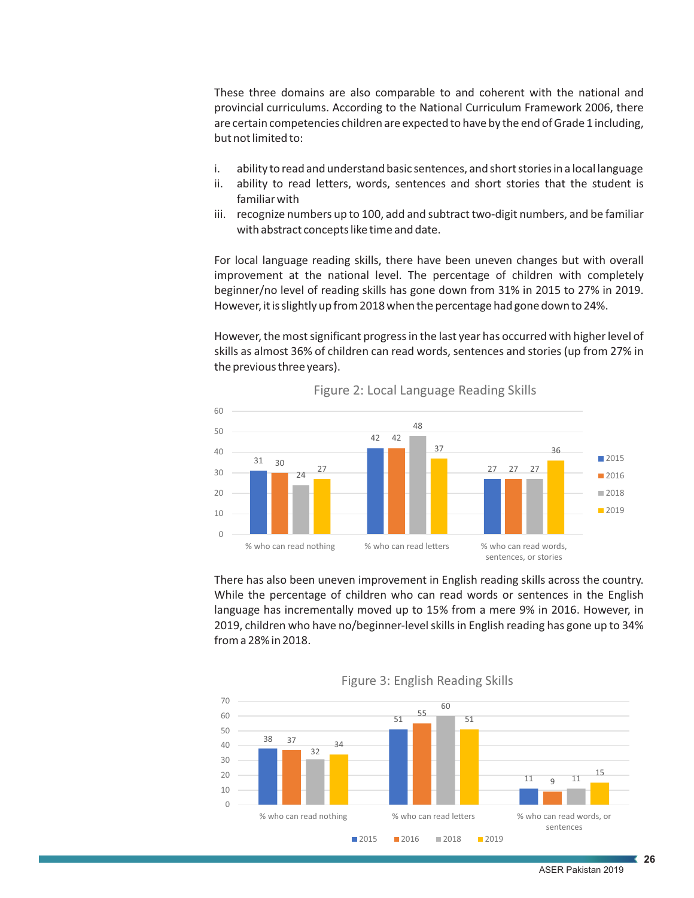These three domains are also comparable to and coherent with the national and provincial curriculums. According to the National Curriculum Framework 2006, there are certain competencies children are expected to have by the end of Grade 1 including, but not limited to:

i. ability to read and understand basic sentences, and short stories in a local language
ii. ability to read letters, words, sentences and short stories that the student is familiar with
iii. recognize numbers up to 100, add and subtract two-digit numbers, and be familiar with abstract concepts like time and date.

For local language reading skills, there have been uneven changes but with overall improvement at the national level. The percentage of children with completely beginner/no level of reading skills has gone down from 31% in 2015 to 27% in 2019. However, it is slightly up from 2018 when the percentage had gone down to 24%.

However, the most significant progress in the last year has occurred with higher level of skills as almost 36% of children can read words, sentences and stories (up from 27% in the previous three years).

Figure 2: Local Language Reading Skills

| | 2015 | 2016 | 2018 | 2019 |
|---|---|---|---|---|
| % who can read nothing | 31 | 30 | 24 | 27 |
| % who can read letters | 42 | 42 | 48 | 37 |
| % who can read words, sentences, or stories | 27 | 27 | 27 | 36 |

There has also been uneven improvement in English reading skills across the country. While the percentage of children who can read words or sentences in the English language has incrementally moved up to 15% from a mere 9% in 2016. However, in 2019, children who have no/beginner-level skills in English reading has gone up to 34% from a 28% in 2018.

Figure 3: English Reading Skills

| | 2015 | 2016 | 2018 | 2019 |
|---|---|---|---|---|
| % who can read nothing | 38 | 37 | 32 | 34 |
| % who can read letters | 51 | 55 | 60 | 51 |
| % who can read words, or sentences | 11 | 9 | 11 | 15 |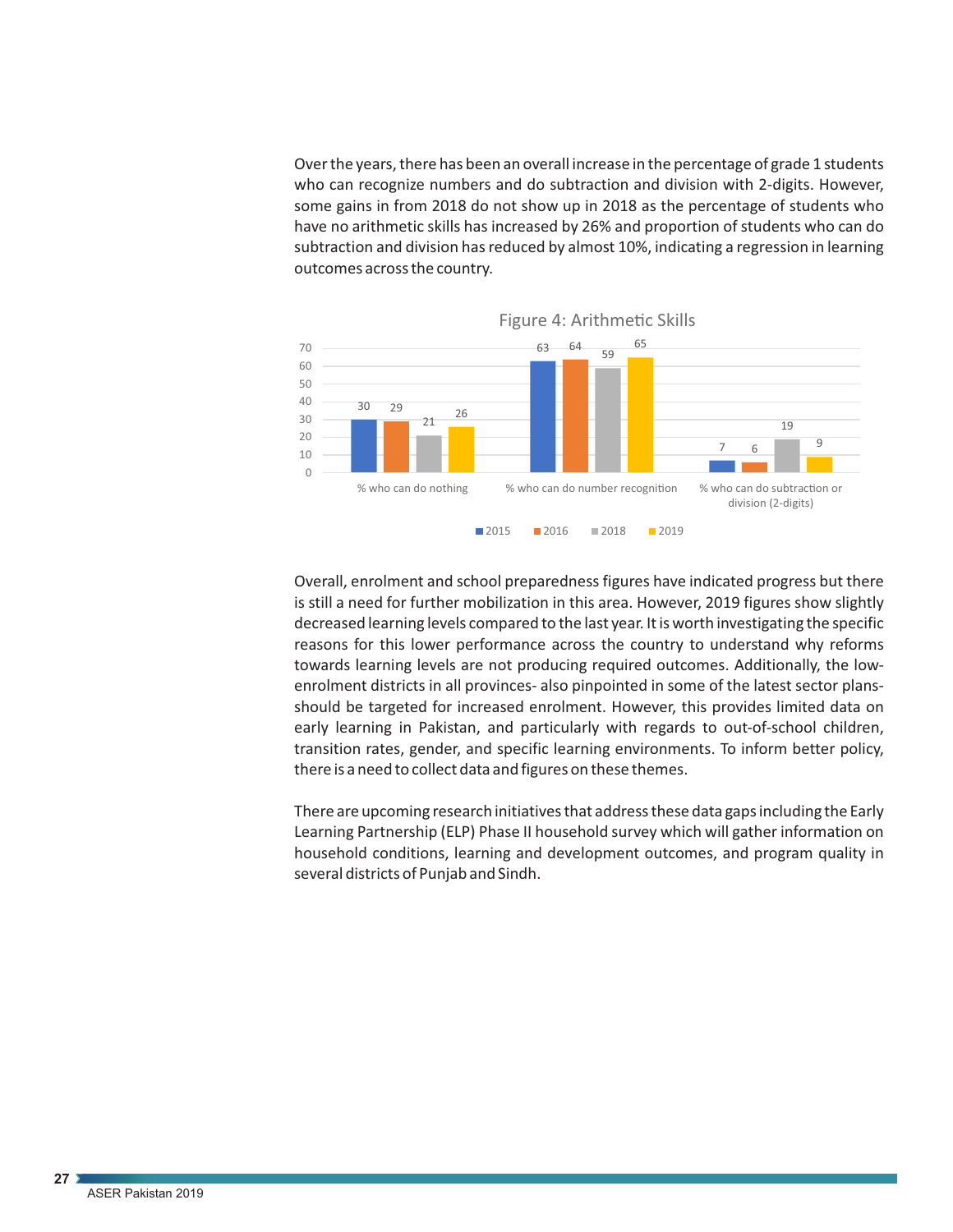Over the years, there has been an overall increase in the percentage of grade 1 students who can recognize numbers and do subtraction and division with 2-digits. However, some gains in from 2018 do not show up in 2018 as the percentage of students who have no arithmetic skills has increased by 26% and proportion of students who can do subtraction and division has reduced by almost 10%, indicating a regression in learning outcomes across the country.

Figure 4: Arithmetic Skills

70
60
50
40
30
20
10
0

30 29 21 26
63 64 59 65
7 6 19 9

% who can do nothing
% who can do number recognition
% who can do subtraction or division (2-digits)

2015 2016 2018 2019

Overall, enrolment and school preparedness figures have indicated progress but there is still a need for further mobilization in this area. However, 2019 figures show slightly decreased learning levels compared to the last year. It is worth investigating the specific reasons for this lower performance across the country to understand why reforms towards learning levels are not producing required outcomes. Additionally, the low-enrolment districts in all provinces- also pinpointed in some of the latest sector plans- should be targeted for increased enrolment. However, this provides limited data on early learning in Pakistan, and particularly with regards to out-of-school children, transition rates, gender, and specific learning environments. To inform better policy, there is a need to collect data and figures on these themes.

There are upcoming research initiatives that address these data gaps including the Early Learning Partnership (ELP) Phase II household survey which will gather information on household conditions, learning and development outcomes, and program quality in several districts of Punjab and Sindh.